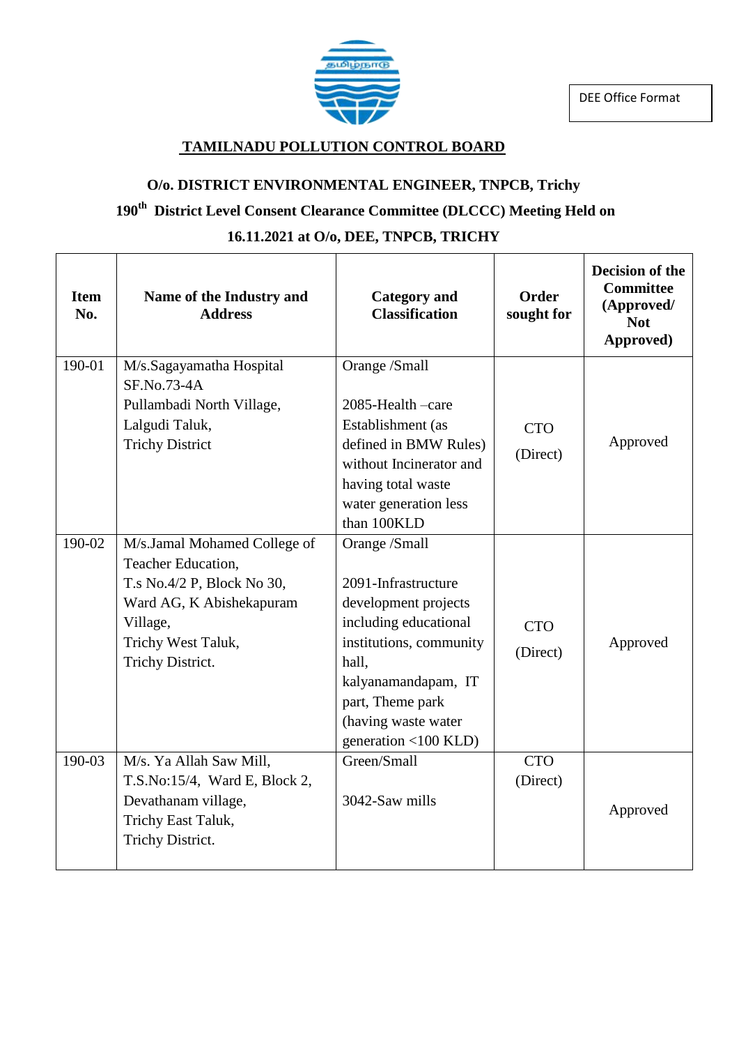DEE Office Format

# TAMILNADU POLLUTION CONTROL BOARD

## O/o. DISTRICT ENVIRONMENTAL ENGINEER, TNPCB, Trichy

## 190th District Level Consent Clearance Committee (DLCCC) Meeting Held on 16.11.2021 at O/o, DEE, TNPCB, TRICHY

| Item No. | Name of the Industry and Address | Category and Classification | Order sought for | Decision of the Committee (Approved/ Not Approved) |
|---|---|---|---|---|
| 190-01 | M/s.Sagayamatha Hospital<br>SF.No.73-4A<br>Pullambadi North Village,<br>Lalgudi Taluk,<br>Trichy District | Orange /Small<br><br>2085-Health –care Establishment (as defined in BMW Rules) without Incinerator and having total waste water generation less than 100KLD | CTO<br>(Direct) | Approved |
| 190-02 | M/s.Jamal Mohamed College of Teacher Education,<br>T.s No.4/2 P, Block No 30,<br>Ward AG, K Abishekapuram Village,<br>Trichy West Taluk,<br>Trichy District. | Orange /Small<br><br>2091-Infrastructure development projects including educational institutions, community hall, kalyanamandapam, IT part, Theme park (having waste water generation <100 KLD) | CTO<br>(Direct) | Approved |
| 190-03 | M/s. Ya Allah Saw Mill,<br>T.S.No:15/4, Ward E, Block 2,<br>Devathanam village,<br>Trichy East Taluk,<br>Trichy District. | Green/Small<br><br>3042-Saw mills | CTO<br>(Direct) | Approved |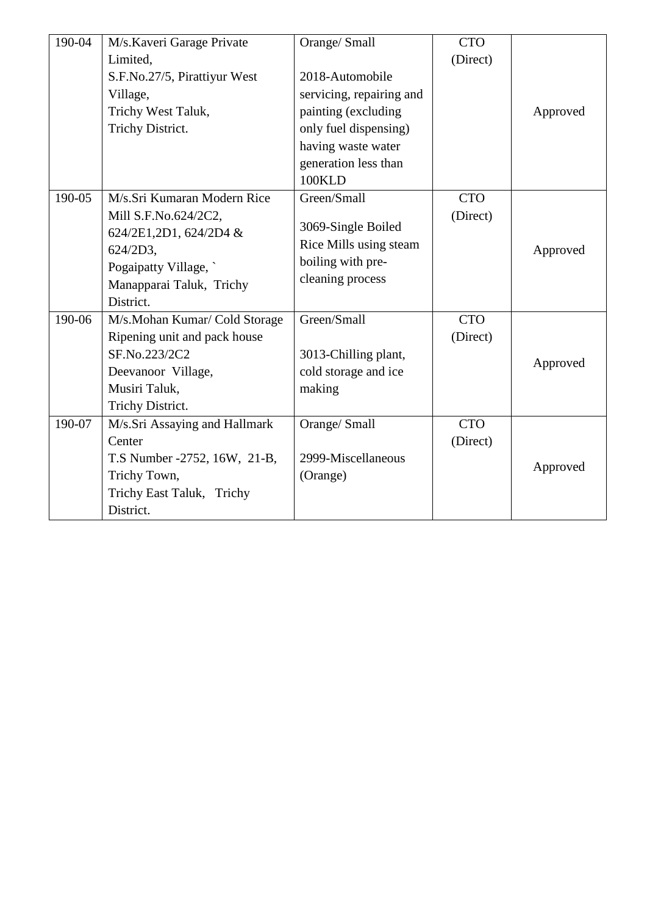| 190-04 | M/s.Kaveri Garage Private Limited, S.F.No.27/5, Pirattiyur West Village, Trichy West Taluk, Trichy District. | Orange/ Small<br><br>2018-Automobile servicing, repairing and painting (excluding only fuel dispensing) having waste water generation less than 100KLD | CTO (Direct) | Approved |
|---|---|---|---|---|
| 190-05 | M/s.Sri Kumaran Modern Rice Mill S.F.No.624/2C2, 624/2E1,2D1, 624/2D4 & 624/2D3, Pogaipatty Village, ` Manapparai Taluk, Trichy District. | Green/Small<br><br>3069-Single Boiled Rice Mills using steam boiling with pre-cleaning process | CTO (Direct) | Approved |
| 190-06 | M/s.Mohan Kumar/ Cold Storage Ripening unit and pack house SF.No.223/2C2 Deevanoor Village, Musiri Taluk, Trichy District. | Green/Small<br><br>3013-Chilling plant, cold storage and ice making | CTO (Direct) | Approved |
| 190-07 | M/s.Sri Assaying and Hallmark Center T.S Number -2752, 16W, 21-B, Trichy Town, Trichy East Taluk, Trichy District. | Orange/ Small<br><br>2999-Miscellaneous (Orange) | CTO (Direct) | Approved |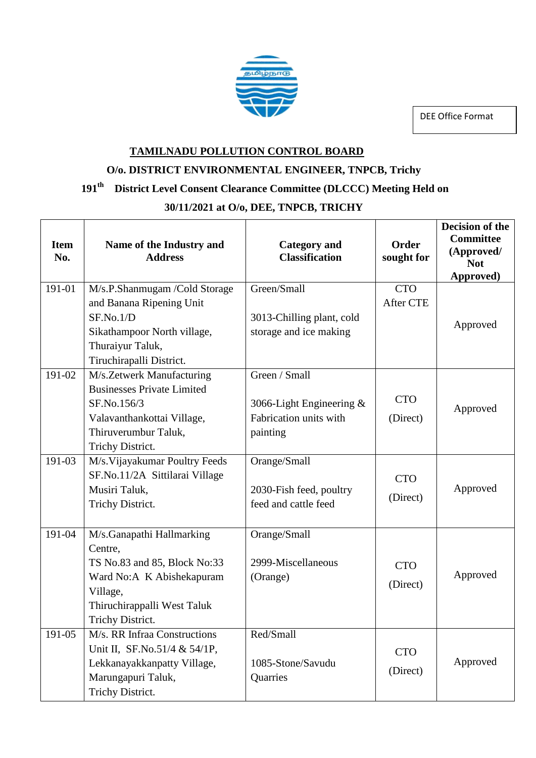DEE Office Format

**TAMILNADU POLLUTION CONTROL BOARD**

**O/o. DISTRICT ENVIRONMENTAL ENGINEER, TNPCB, Trichy**

**191st District Level Consent Clearance Committee (DLCCC) Meeting Held on 30/11/2021 at O/o, DEE, TNPCB, TRICHY**

| Item No. | Name of the Industry and Address | Category and Classification | Order sought for | Decision of the Committee (Approved/ Not Approved) |
|---|---|---|---|---|
| 191-01 | M/s.P.Shanmugam /Cold Storage and Banana Ripening Unit SF.No.1/D Sikathampoor North village, Thuraiyur Taluk, Tiruchirapalli District. | Green/Small<br><br>3013-Chilling plant, cold storage and ice making | CTO After CTE | Approved |
| 191-02 | M/s.Zetwerk Manufacturing Businesses Private Limited SF.No.156/3 Valavanthankottai Village, Thiruverumbur Taluk, Trichy District. | Green / Small<br><br>3066-Light Engineering & Fabrication units with painting | CTO (Direct) | Approved |
| 191-03 | M/s.Vijayakumar Poultry Feeds SF.No.11/2A Sittilarai Village Musiri Taluk, Trichy District. | Orange/Small<br><br>2030-Fish feed, poultry feed and cattle feed | CTO (Direct) | Approved |
| 191-04 | M/s.Ganapathi Hallmarking Centre, TS No.83 and 85, Block No:33 Ward No:A K Abishekapuram Village, Thiruchirappalli West Taluk Trichy District. | Orange/Small<br><br>2999-Miscellaneous (Orange) | CTO (Direct) | Approved |
| 191-05 | M/s. RR Infraa Constructions Unit II, SF.No.51/4 & 54/1P, Lekkanayakkanpatty Village, Marungapuri Taluk, Trichy District. | Red/Small<br><br>1085-Stone/Savudu Quarries | CTO (Direct) | Approved |